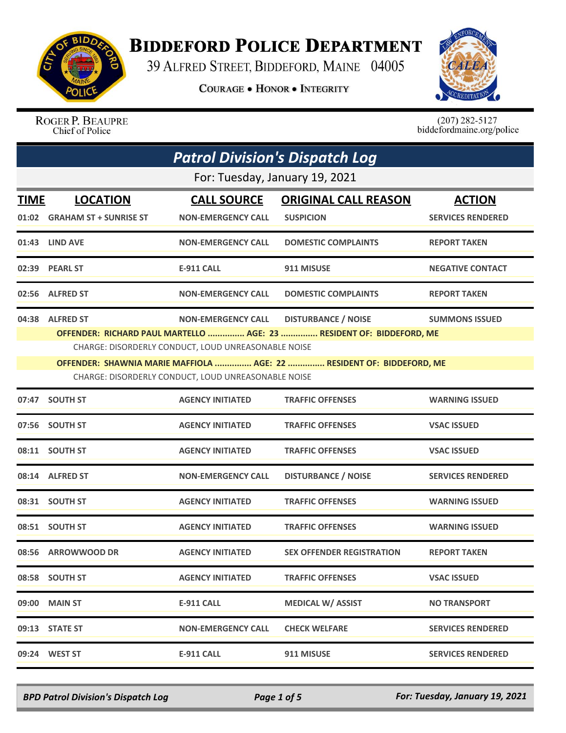# Biddeford Police Department

39 Alfred Street, Biddeford, Maine 04005

**Courage • Honor • Integrity**

Roger P. Beaupre
Chief of Police

(207) 282-5127
biddefordmaine.org/police

## Patrol Division's Dispatch Log

For: Tuesday, January 19, 2021

| TIME | LOCATION | CALL SOURCE | ORIGINAL CALL REASON | ACTION |
|---|---|---|---|---|
| 01:02 | GRAHAM ST + SUNRISE ST | NON-EMERGENCY CALL | SUSPICION | SERVICES RENDERED |
| 01:43 | LIND AVE | NON-EMERGENCY CALL | DOMESTIC COMPLAINTS | REPORT TAKEN |
| 02:39 | PEARL ST | E-911 CALL | 911 MISUSE | NEGATIVE CONTACT |
| 02:56 | ALFRED ST | NON-EMERGENCY CALL | DOMESTIC COMPLAINTS | REPORT TAKEN |
| 04:38 | ALFRED ST | NON-EMERGENCY CALL | DISTURBANCE / NOISE | SUMMONS ISSUED |

**OFFENDER: RICHARD PAUL MARTELLO ............... AGE: 23 ............... RESIDENT OF: BIDDEFORD, ME**
CHARGE: DISORDERLY CONDUCT, LOUD UNREASONABLE NOISE

**OFFENDER: SHAWNIA MARIE MAFFIOLA ............... AGE: 22 ............... RESIDENT OF: BIDDEFORD, ME**
CHARGE: DISORDERLY CONDUCT, LOUD UNREASONABLE NOISE

| TIME | LOCATION | CALL SOURCE | ORIGINAL CALL REASON | ACTION |
|---|---|---|---|---|
| 07:47 | SOUTH ST | AGENCY INITIATED | TRAFFIC OFFENSES | WARNING ISSUED |
| 07:56 | SOUTH ST | AGENCY INITIATED | TRAFFIC OFFENSES | VSAC ISSUED |
| 08:11 | SOUTH ST | AGENCY INITIATED | TRAFFIC OFFENSES | VSAC ISSUED |
| 08:14 | ALFRED ST | NON-EMERGENCY CALL | DISTURBANCE / NOISE | SERVICES RENDERED |
| 08:31 | SOUTH ST | AGENCY INITIATED | TRAFFIC OFFENSES | WARNING ISSUED |
| 08:51 | SOUTH ST | AGENCY INITIATED | TRAFFIC OFFENSES | WARNING ISSUED |
| 08:56 | ARROWWOOD DR | AGENCY INITIATED | SEX OFFENDER REGISTRATION | REPORT TAKEN |
| 08:58 | SOUTH ST | AGENCY INITIATED | TRAFFIC OFFENSES | VSAC ISSUED |
| 09:00 | MAIN ST | E-911 CALL | MEDICAL W/ ASSIST | NO TRANSPORT |
| 09:13 | STATE ST | NON-EMERGENCY CALL | CHECK WELFARE | SERVICES RENDERED |
| 09:24 | WEST ST | E-911 CALL | 911 MISUSE | SERVICES RENDERED |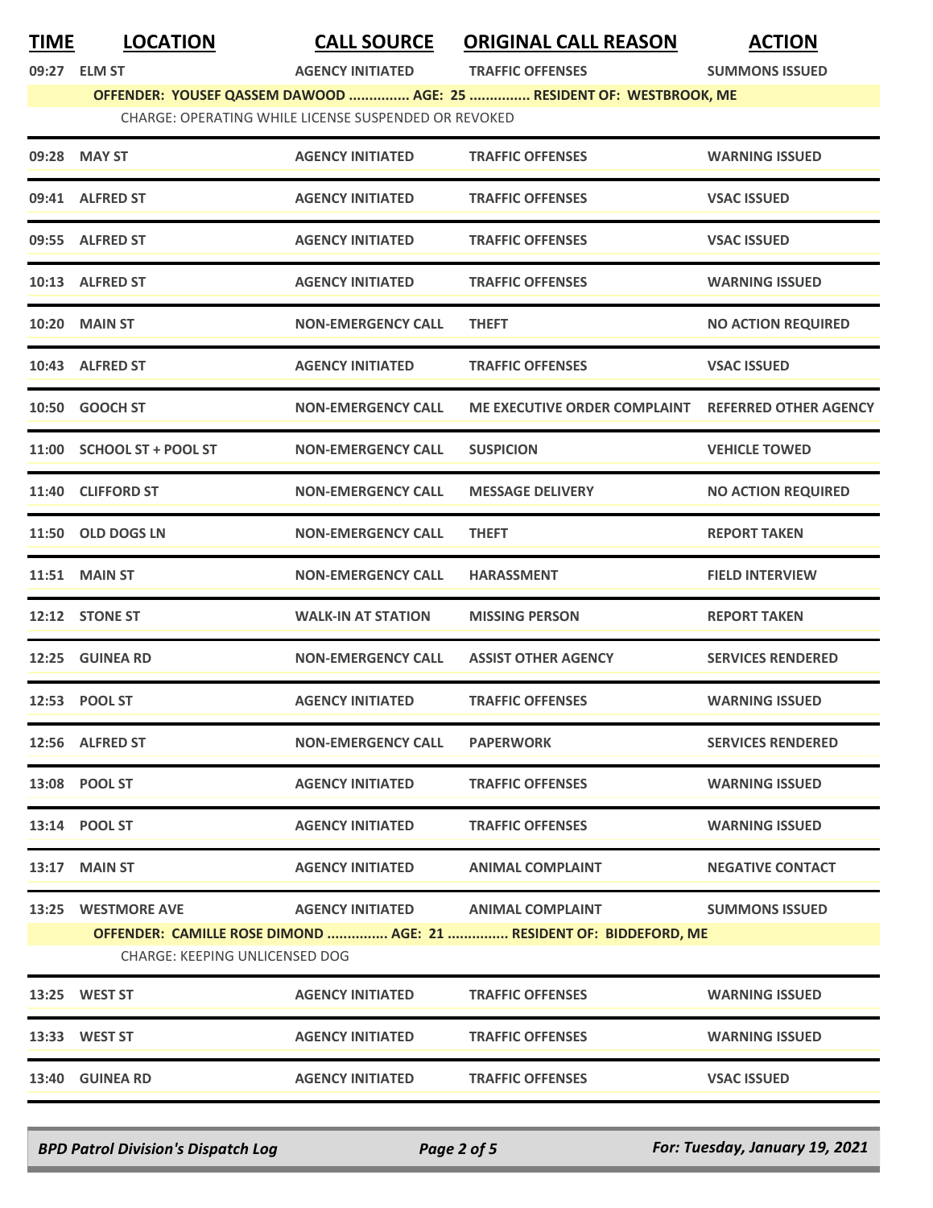| TIME | LOCATION | CALL SOURCE | ORIGINAL CALL REASON | ACTION |
|---|---|---|---|---|
| 09:27 | ELM ST | AGENCY INITIATED | TRAFFIC OFFENSES | SUMMONS ISSUED |
| | OFFENDER: YOUSEF QASSEM DAWOOD ............... AGE: 25 ............... RESIDENT OF: WESTBROOK, ME | | | |
| | CHARGE: OPERATING WHILE LICENSE SUSPENDED OR REVOKED | | | |
| 09:28 | MAY ST | AGENCY INITIATED | TRAFFIC OFFENSES | WARNING ISSUED |
| 09:41 | ALFRED ST | AGENCY INITIATED | TRAFFIC OFFENSES | VSAC ISSUED |
| 09:55 | ALFRED ST | AGENCY INITIATED | TRAFFIC OFFENSES | VSAC ISSUED |
| 10:13 | ALFRED ST | AGENCY INITIATED | TRAFFIC OFFENSES | WARNING ISSUED |
| 10:20 | MAIN ST | NON-EMERGENCY CALL | THEFT | NO ACTION REQUIRED |
| 10:43 | ALFRED ST | AGENCY INITIATED | TRAFFIC OFFENSES | VSAC ISSUED |
| 10:50 | GOOCH ST | NON-EMERGENCY CALL | ME EXECUTIVE ORDER COMPLAINT | REFERRED OTHER AGENCY |
| 11:00 | SCHOOL ST + POOL ST | NON-EMERGENCY CALL | SUSPICION | VEHICLE TOWED |
| 11:40 | CLIFFORD ST | NON-EMERGENCY CALL | MESSAGE DELIVERY | NO ACTION REQUIRED |
| 11:50 | OLD DOGS LN | NON-EMERGENCY CALL | THEFT | REPORT TAKEN |
| 11:51 | MAIN ST | NON-EMERGENCY CALL | HARASSMENT | FIELD INTERVIEW |
| 12:12 | STONE ST | WALK-IN AT STATION | MISSING PERSON | REPORT TAKEN |
| 12:25 | GUINEA RD | NON-EMERGENCY CALL | ASSIST OTHER AGENCY | SERVICES RENDERED |
| 12:53 | POOL ST | AGENCY INITIATED | TRAFFIC OFFENSES | WARNING ISSUED |
| 12:56 | ALFRED ST | NON-EMERGENCY CALL | PAPERWORK | SERVICES RENDERED |
| 13:08 | POOL ST | AGENCY INITIATED | TRAFFIC OFFENSES | WARNING ISSUED |
| 13:14 | POOL ST | AGENCY INITIATED | TRAFFIC OFFENSES | WARNING ISSUED |
| 13:17 | MAIN ST | AGENCY INITIATED | ANIMAL COMPLAINT | NEGATIVE CONTACT |
| 13:25 | WESTMORE AVE | AGENCY INITIATED | ANIMAL COMPLAINT | SUMMONS ISSUED |
| | OFFENDER: CAMILLE ROSE DIMOND ............... AGE: 21 ............... RESIDENT OF: BIDDEFORD, ME | | | |
| | CHARGE: KEEPING UNLICENSED DOG | | | |
| 13:25 | WEST ST | AGENCY INITIATED | TRAFFIC OFFENSES | WARNING ISSUED |
| 13:33 | WEST ST | AGENCY INITIATED | TRAFFIC OFFENSES | WARNING ISSUED |
| 13:40 | GUINEA RD | AGENCY INITIATED | TRAFFIC OFFENSES | VSAC ISSUED |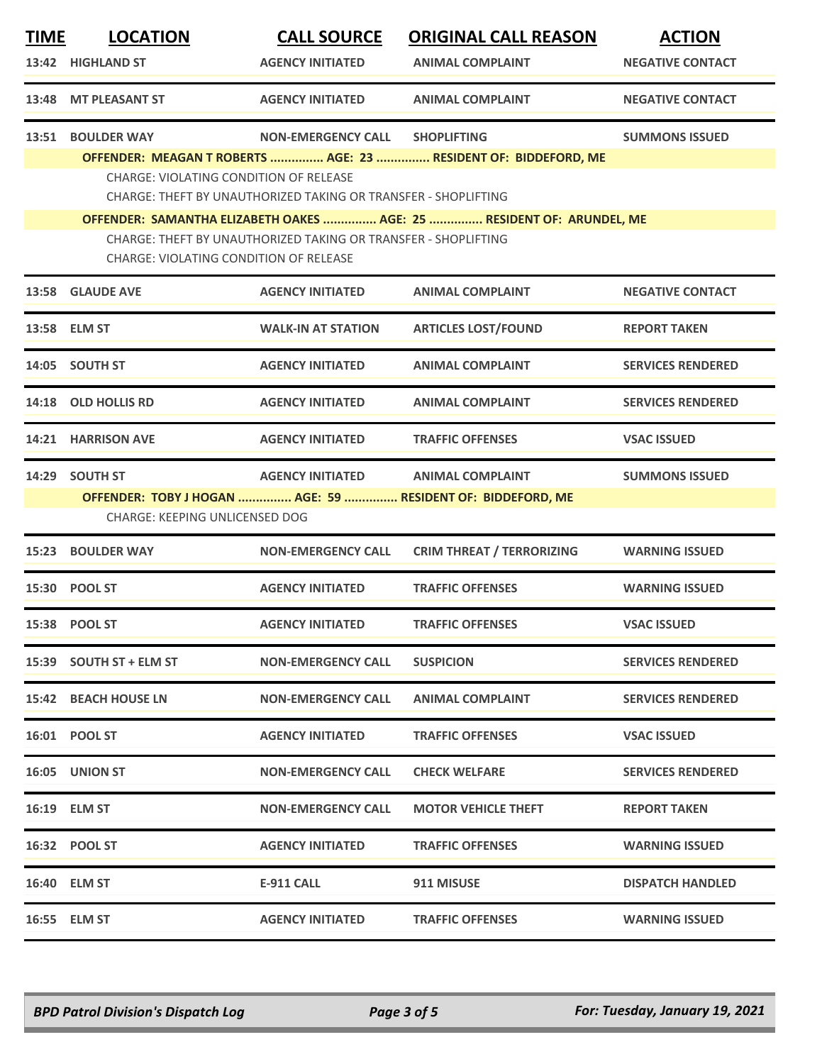| TIME | LOCATION | CALL SOURCE | ORIGINAL CALL REASON | ACTION |
|---|---|---|---|---|
| 13:42 | HIGHLAND ST | AGENCY INITIATED | ANIMAL COMPLAINT | NEGATIVE CONTACT |
| 13:48 | MT PLEASANT ST | AGENCY INITIATED | ANIMAL COMPLAINT | NEGATIVE CONTACT |
| 13:51 | BOULDER WAY | NON-EMERGENCY CALL | SHOPLIFTING | SUMMONS ISSUED |

**OFFENDER: MEAGAN T ROBERTS ............... AGE: 23 ............... RESIDENT OF: BIDDEFORD, ME**

CHARGE: VIOLATING CONDITION OF RELEASE
CHARGE: THEFT BY UNAUTHORIZED TAKING OR TRANSFER - SHOPLIFTING

**OFFENDER: SAMANTHA ELIZABETH OAKES ............... AGE: 25 ............... RESIDENT OF: ARUNDEL, ME**

CHARGE: THEFT BY UNAUTHORIZED TAKING OR TRANSFER - SHOPLIFTING
CHARGE: VIOLATING CONDITION OF RELEASE

| TIME | LOCATION | CALL SOURCE | ORIGINAL CALL REASON | ACTION |
|---|---|---|---|---|
| 13:58 | GLAUDE AVE | AGENCY INITIATED | ANIMAL COMPLAINT | NEGATIVE CONTACT |
| 13:58 | ELM ST | WALK-IN AT STATION | ARTICLES LOST/FOUND | REPORT TAKEN |
| 14:05 | SOUTH ST | AGENCY INITIATED | ANIMAL COMPLAINT | SERVICES RENDERED |
| 14:18 | OLD HOLLIS RD | AGENCY INITIATED | ANIMAL COMPLAINT | SERVICES RENDERED |
| 14:21 | HARRISON AVE | AGENCY INITIATED | TRAFFIC OFFENSES | VSAC ISSUED |
| 14:29 | SOUTH ST | AGENCY INITIATED | ANIMAL COMPLAINT | SUMMONS ISSUED |

**OFFENDER: TOBY J HOGAN ............... AGE: 59 ............... RESIDENT OF: BIDDEFORD, ME**

CHARGE: KEEPING UNLICENSED DOG

| TIME | LOCATION | CALL SOURCE | ORIGINAL CALL REASON | ACTION |
|---|---|---|---|---|
| 15:23 | BOULDER WAY | NON-EMERGENCY CALL | CRIM THREAT / TERRORIZING | WARNING ISSUED |
| 15:30 | POOL ST | AGENCY INITIATED | TRAFFIC OFFENSES | WARNING ISSUED |
| 15:38 | POOL ST | AGENCY INITIATED | TRAFFIC OFFENSES | VSAC ISSUED |
| 15:39 | SOUTH ST + ELM ST | NON-EMERGENCY CALL | SUSPICION | SERVICES RENDERED |
| 15:42 | BEACH HOUSE LN | NON-EMERGENCY CALL | ANIMAL COMPLAINT | SERVICES RENDERED |
| 16:01 | POOL ST | AGENCY INITIATED | TRAFFIC OFFENSES | VSAC ISSUED |
| 16:05 | UNION ST | NON-EMERGENCY CALL | CHECK WELFARE | SERVICES RENDERED |
| 16:19 | ELM ST | NON-EMERGENCY CALL | MOTOR VEHICLE THEFT | REPORT TAKEN |
| 16:32 | POOL ST | AGENCY INITIATED | TRAFFIC OFFENSES | WARNING ISSUED |
| 16:40 | ELM ST | E-911 CALL | 911 MISUSE | DISPATCH HANDLED |
| 16:55 | ELM ST | AGENCY INITIATED | TRAFFIC OFFENSES | WARNING ISSUED |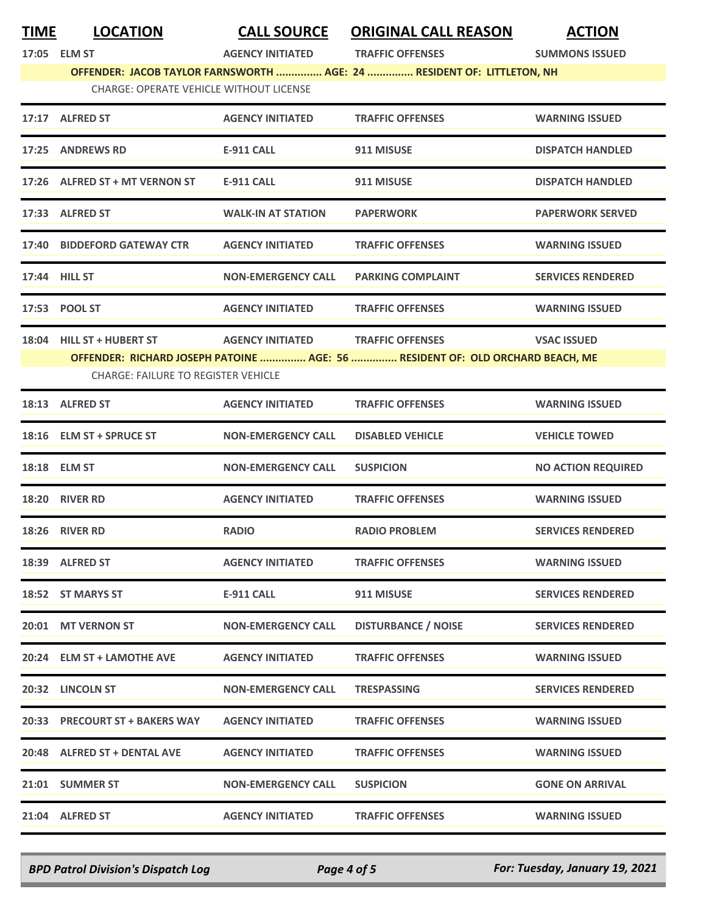| TIME | LOCATION | CALL SOURCE | ORIGINAL CALL REASON | ACTION |
|---|---|---|---|---|
| 17:05 | ELM ST | AGENCY INITIATED | TRAFFIC OFFENSES | SUMMONS ISSUED |
| | OFFENDER: JACOB TAYLOR FARNSWORTH ............... AGE: 24 ............... RESIDENT OF: LITTLETON, NH | | | |
| | CHARGE: OPERATE VEHICLE WITHOUT LICENSE | | | |
| 17:17 | ALFRED ST | AGENCY INITIATED | TRAFFIC OFFENSES | WARNING ISSUED |
| 17:25 | ANDREWS RD | E-911 CALL | 911 MISUSE | DISPATCH HANDLED |
| 17:26 | ALFRED ST + MT VERNON ST | E-911 CALL | 911 MISUSE | DISPATCH HANDLED |
| 17:33 | ALFRED ST | WALK-IN AT STATION | PAPERWORK | PAPERWORK SERVED |
| 17:40 | BIDDEFORD GATEWAY CTR | AGENCY INITIATED | TRAFFIC OFFENSES | WARNING ISSUED |
| 17:44 | HILL ST | NON-EMERGENCY CALL | PARKING COMPLAINT | SERVICES RENDERED |
| 17:53 | POOL ST | AGENCY INITIATED | TRAFFIC OFFENSES | WARNING ISSUED |
| 18:04 | HILL ST + HUBERT ST | AGENCY INITIATED | TRAFFIC OFFENSES | VSAC ISSUED |
| | OFFENDER: RICHARD JOSEPH PATOINE ............... AGE: 56 ............... RESIDENT OF: OLD ORCHARD BEACH, ME | | | |
| | CHARGE: FAILURE TO REGISTER VEHICLE | | | |
| 18:13 | ALFRED ST | AGENCY INITIATED | TRAFFIC OFFENSES | WARNING ISSUED |
| 18:16 | ELM ST + SPRUCE ST | NON-EMERGENCY CALL | DISABLED VEHICLE | VEHICLE TOWED |
| 18:18 | ELM ST | NON-EMERGENCY CALL | SUSPICION | NO ACTION REQUIRED |
| 18:20 | RIVER RD | AGENCY INITIATED | TRAFFIC OFFENSES | WARNING ISSUED |
| 18:26 | RIVER RD | RADIO | RADIO PROBLEM | SERVICES RENDERED |
| 18:39 | ALFRED ST | AGENCY INITIATED | TRAFFIC OFFENSES | WARNING ISSUED |
| 18:52 | ST MARYS ST | E-911 CALL | 911 MISUSE | SERVICES RENDERED |
| 20:01 | MT VERNON ST | NON-EMERGENCY CALL | DISTURBANCE / NOISE | SERVICES RENDERED |
| 20:24 | ELM ST + LAMOTHE AVE | AGENCY INITIATED | TRAFFIC OFFENSES | WARNING ISSUED |
| 20:32 | LINCOLN ST | NON-EMERGENCY CALL | TRESPASSING | SERVICES RENDERED |
| 20:33 | PRECOURT ST + BAKERS WAY | AGENCY INITIATED | TRAFFIC OFFENSES | WARNING ISSUED |
| 20:48 | ALFRED ST + DENTAL AVE | AGENCY INITIATED | TRAFFIC OFFENSES | WARNING ISSUED |
| 21:01 | SUMMER ST | NON-EMERGENCY CALL | SUSPICION | GONE ON ARRIVAL |
| 21:04 | ALFRED ST | AGENCY INITIATED | TRAFFIC OFFENSES | WARNING ISSUED |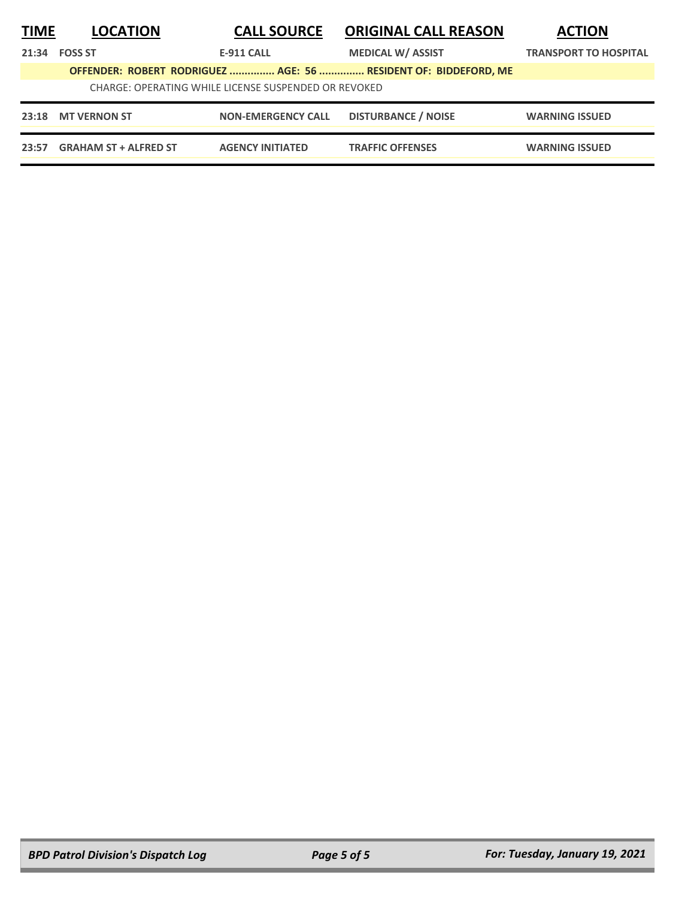| TIME | LOCATION | CALL SOURCE | ORIGINAL CALL REASON | ACTION |
|---|---|---|---|---|
| 21:34 | FOSS ST | E-911 CALL | MEDICAL W/ ASSIST | TRANSPORT TO HOSPITAL |
| | OFFENDER: ROBERT RODRIGUEZ ............... AGE: 56 ............... RESIDENT OF: BIDDEFORD, ME | | | |
| | CHARGE: OPERATING WHILE LICENSE SUSPENDED OR REVOKED | | | |
| 23:18 | MT VERNON ST | NON-EMERGENCY CALL | DISTURBANCE / NOISE | WARNING ISSUED |
| 23:57 | GRAHAM ST + ALFRED ST | AGENCY INITIATED | TRAFFIC OFFENSES | WARNING ISSUED |